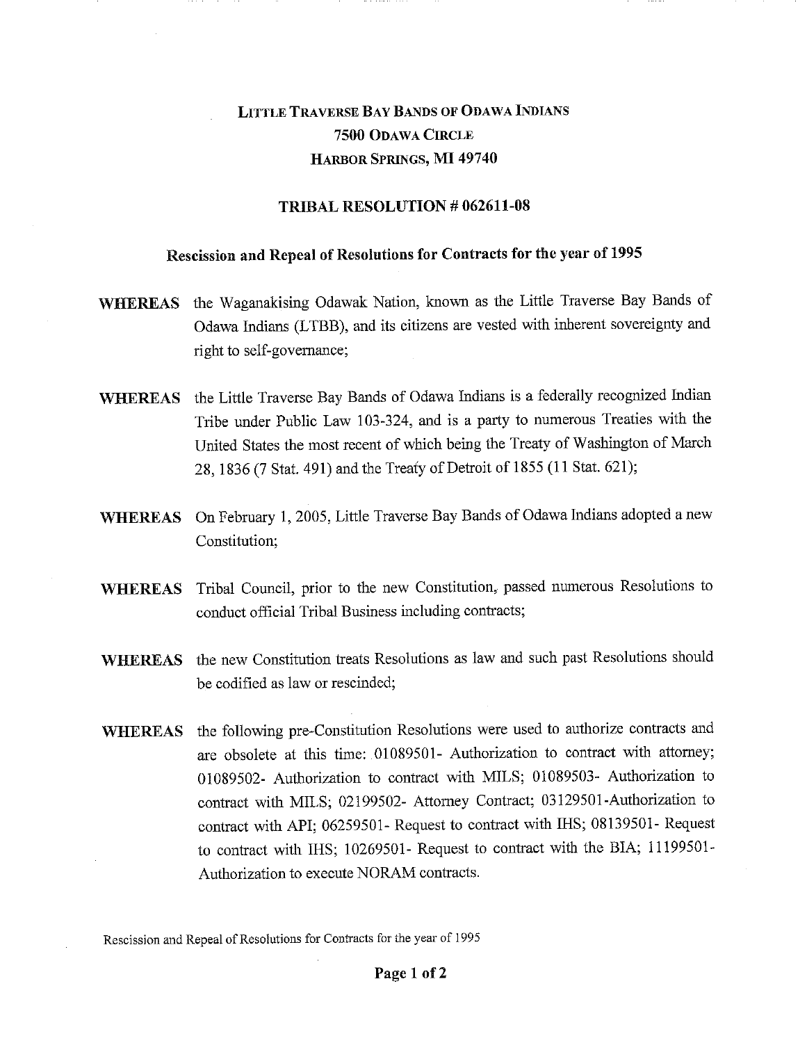# Little Traverse Bay Bands of Odawa Indians
## 7500 Odawa Circle
## Harbor Springs, MI 49740

### TRIBAL RESOLUTION # 062611-08

### Rescission and Repeal of Resolutions for Contracts for the year of 1995

**WHEREAS** the Waganakising Odawak Nation, known as the Little Traverse Bay Bands of Odawa Indians (LTBB), and its citizens are vested with inherent sovereignty and right to self-governance;

**WHEREAS** the Little Traverse Bay Bands of Odawa Indians is a federally recognized Indian Tribe under Public Law 103-324, and is a party to numerous Treaties with the United States the most recent of which being the Treaty of Washington of March 28, 1836 (7 Stat. 491) and the Treaty of Detroit of 1855 (11 Stat. 621);

**WHEREAS** On February 1, 2005, Little Traverse Bay Bands of Odawa Indians adopted a new Constitution;

**WHEREAS** Tribal Council, prior to the new Constitution, passed numerous Resolutions to conduct official Tribal Business including contracts;

**WHEREAS** the new Constitution treats Resolutions as law and such past Resolutions should be codified as law or rescinded;

**WHEREAS** the following pre-Constitution Resolutions were used to authorize contracts and are obsolete at this time: 01089501- Authorization to contract with attorney; 01089502- Authorization to contract with MILS; 01089503- Authorization to contract with MILS; 02199502- Attorney Contract; 03129501-Authorization to contract with API; 06259501- Request to contract with IHS; 08139501- Request to contract with IHS; 10269501- Request to contract with the BIA; 11199501- Authorization to execute NORAM contracts.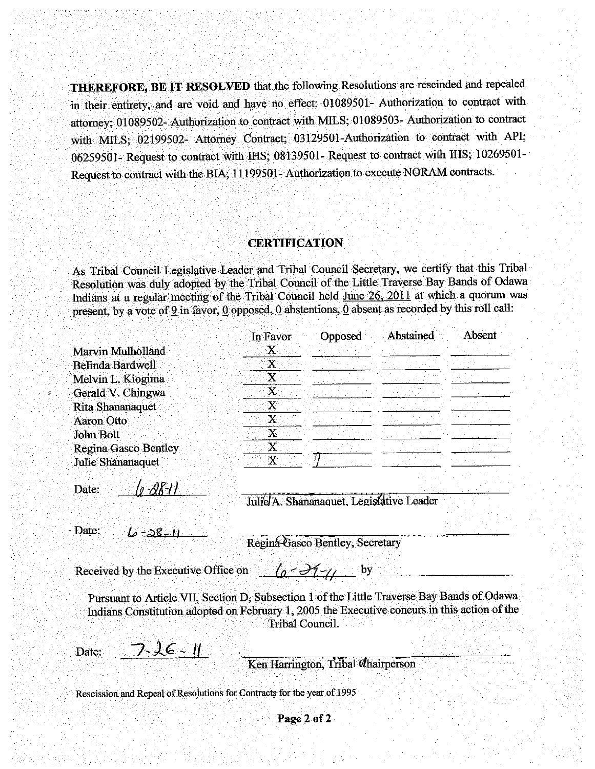**THEREFORE, BE IT RESOLVED** that the following Resolutions are rescinded and repealed in their entirety, and are void and have no effect: 01089501- Authorization to contract with attorney; 01089502- Authorization to contract with MILS; 01089503- Authorization to contract with MILS; 02199502- Attorney Contract; 03129501-Authorization to contract with API; 06259501- Request to contract with IHS; 08139501- Request to contract with IHS; 10269501- Request to contract with the BIA; 11199501- Authorization to execute NORAM contracts.

## CERTIFICATION

As Tribal Council Legislative Leader and Tribal Council Secretary, we certify that this Tribal Resolution was duly adopted by the Tribal Council of the Little Traverse Bay Bands of Odawa Indians at a regular meeting of the Tribal Council held June 26, 2011 at which a quorum was present, by a vote of 9 in favor, 0 opposed, 0 abstentions, 0 absent as recorded by this roll call:

| | In Favor | Opposed | Abstained | Absent |
|---|---|---|---|---|
| Marvin Mulholland | X | | | |
| Belinda Bardwell | X | | | |
| Melvin L. Kiogima | X | | | |
| Gerald V. Chingwa | X | | | |
| Rita Shananaquet | X | | | |
| Aaron Otto | X | | | |
| John Bott | X | | | |
| Regina Gasco Bentley | X | | | |
| Julie Shananaquet | X | | | |

Date: 6-28-11 ______________________
Julie A. Shananaquet, Legislative Leader

Date: 6-28-11 ______________________
Regina Gasco Bentley, Secretary

Received by the Executive Office on 6-29-11 by ______________________

Pursuant to Article VII, Section D, Subsection 1 of the Little Traverse Bay Bands of Odawa Indians Constitution adopted on February 1, 2005 the Executive concurs in this action of the Tribal Council.

Date: 7-26-11 ______________________
Ken Harrington, Tribal Chairperson

Rescission and Repeal of Resolutions for Contracts for the year of 1995